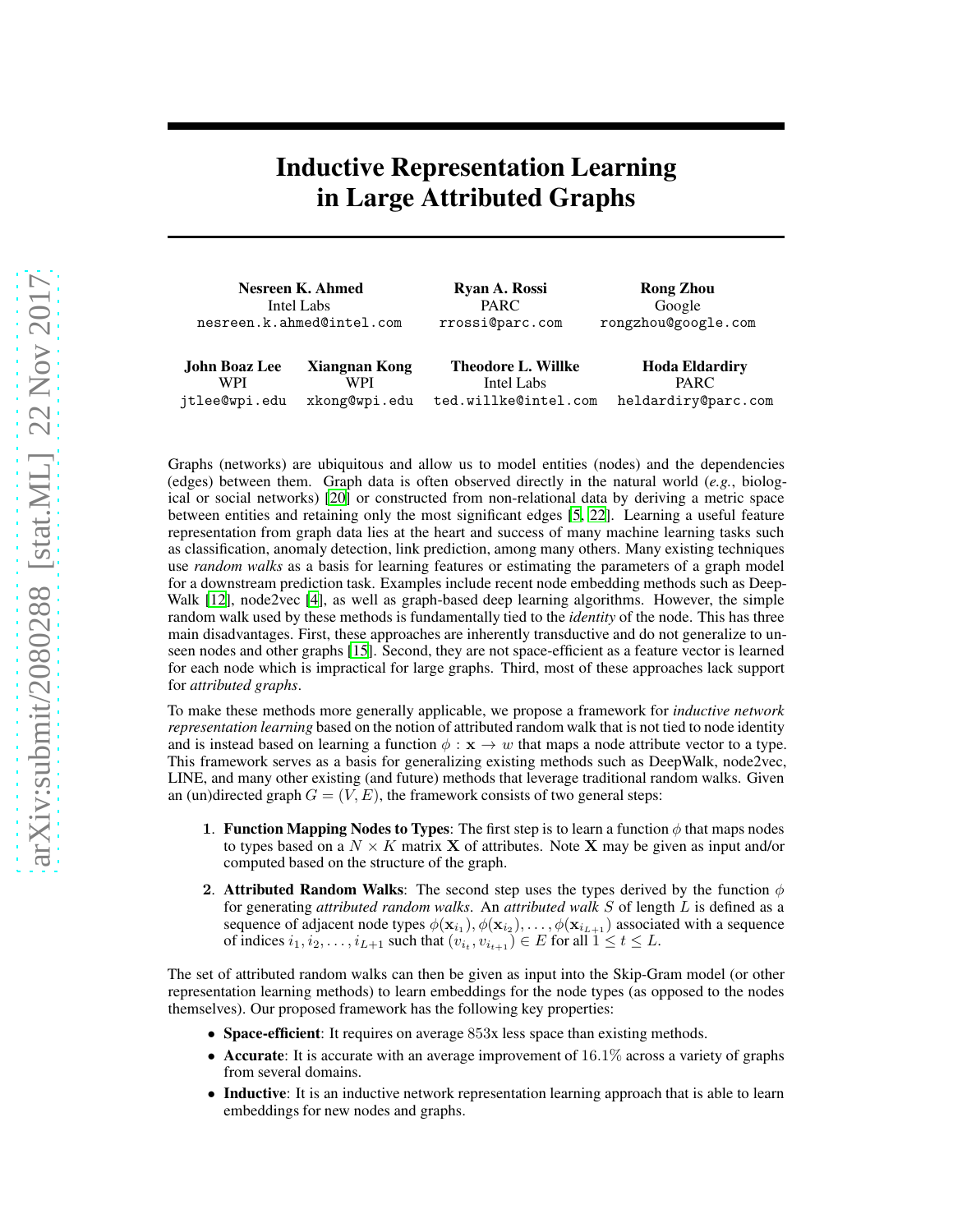# Inductive Representation Learning in Large Attributed Graphs

| **Nesreen K. Ahmed** | **Ryan A. Rossi** | **Rong Zhou** |
|---|---|---|
| Intel Labs | PARC | Google |
| nesreen.k.ahmed@intel.com | rrossi@parc.com | rongzhou@google.com |

| **John Boaz Lee** | **Xiangnan Kong** | **Theodore L. Willke** | **Hoda Eldardiry** |
|---|---|---|---|
| WPI | WPI | Intel Labs | PARC |
| jtlee@wpi.edu | xkong@wpi.edu | ted.willke@intel.com | heldardiry@parc.com |

Graphs (networks) are ubiquitous and allow us to model entities (nodes) and the dependencies (edges) between them. Graph data is often observed directly in the natural world (*e.g.*, biological or social networks) [20] or constructed from non-relational data by deriving a metric space between entities and retaining only the most significant edges [5, 22]. Learning a useful feature representation from graph data lies at the heart and success of many machine learning tasks such as classification, anomaly detection, link prediction, among many others. Many existing techniques use *random walks* as a basis for learning features or estimating the parameters of a graph model for a downstream prediction task. Examples include recent node embedding methods such as DeepWalk [12], node2vec [4], as well as graph-based deep learning algorithms. However, the simple random walk used by these methods is fundamentally tied to the *identity* of the node. This has three main disadvantages. First, these approaches are inherently transductive and do not generalize to unseen nodes and other graphs [15]. Second, they are not space-efficient as a feature vector is learned for each node which is impractical for large graphs. Third, most of these approaches lack support for *attributed graphs*.

To make these methods more generally applicable, we propose a framework for *inductive network representation learning* based on the notion of attributed random walk that is not tied to node identity and is instead based on learning a function $\phi : \mathbf{x} \rightarrow w$ that maps a node attribute vector to a type. This framework serves as a basis for generalizing existing methods such as DeepWalk, node2vec, LINE, and many other existing (and future) methods that leverage traditional random walks. Given an (un)directed graph $G = (V, E)$, the framework consists of two general steps:

1. **Function Mapping Nodes to Types**: The first step is to learn a function $\phi$ that maps nodes to types based on a $N \times K$ matrix $\mathbf{X}$ of attributes. Note $\mathbf{X}$ may be given as input and/or computed based on the structure of the graph.
2. **Attributed Random Walks**: The second step uses the types derived by the function $\phi$ for generating *attributed random walks*. An *attributed walk* $S$ of length $L$ is defined as a sequence of adjacent node types $\phi(\mathbf{x}_{i_1}), \phi(\mathbf{x}_{i_2}), \ldots, \phi(\mathbf{x}_{i_{L+1}})$ associated with a sequence of indices $i_1, i_2, \ldots, i_{L+1}$ such that $(v_{i_t}, v_{i_{t+1}}) \in E$ for all $1 \leq t \leq L$.

The set of attributed random walks can then be given as input into the Skip-Gram model (or other representation learning methods) to learn embeddings for the node types (as opposed to the nodes themselves). Our proposed framework has the following key properties:

- **Space-efficient**: It requires on average $853$x less space than existing methods.
- **Accurate**: It is accurate with an average improvement of $16.1\%$ across a variety of graphs from several domains.
- **Inductive**: It is an inductive network representation learning approach that is able to learn embeddings for new nodes and graphs.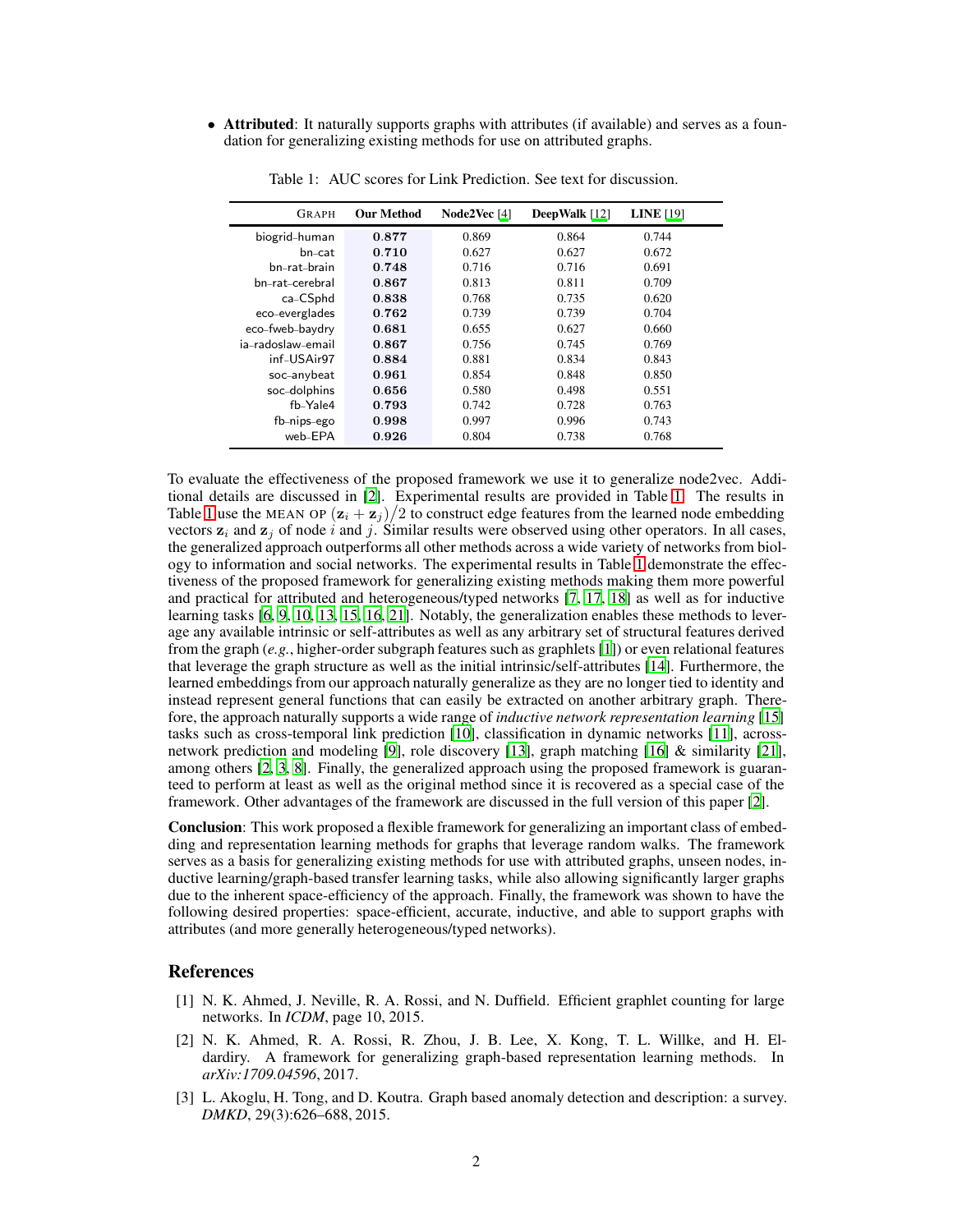- **Attributed**: It naturally supports graphs with attributes (if available) and serves as a foundation for generalizing existing methods for use on attributed graphs.

Table 1: AUC scores for Link Prediction. See text for discussion.

| Graph | Our Method | Node2Vec [4] | DeepWalk [12] | LINE [19] |
|---|---|---|---|---|
| biogrid–human | **0.877** | 0.869 | 0.864 | 0.744 |
| bn–cat | **0.710** | 0.627 | 0.627 | 0.672 |
| bn–rat–brain | **0.748** | 0.716 | 0.716 | 0.691 |
| bn–rat–cerebral | **0.867** | 0.813 | 0.811 | 0.709 |
| ca–CSphd | **0.838** | 0.768 | 0.735 | 0.620 |
| eco–everglades | **0.762** | 0.739 | 0.739 | 0.704 |
| eco–fweb–baydry | **0.681** | 0.655 | 0.627 | 0.660 |
| ia–radoslaw–email | **0.867** | 0.756 | 0.745 | 0.769 |
| inf–USAir97 | **0.884** | 0.881 | 0.834 | 0.843 |
| soc–anybeat | **0.961** | 0.854 | 0.848 | 0.850 |
| soc–dolphins | **0.656** | 0.580 | 0.498 | 0.551 |
| fb–Yale4 | **0.793** | 0.742 | 0.728 | 0.763 |
| fb–nips–ego | **0.998** | 0.997 | 0.996 | 0.743 |
| web–EPA | **0.926** | 0.804 | 0.738 | 0.768 |

To evaluate the effectiveness of the proposed framework we use it to generalize node2vec. Additional details are discussed in [2]. Experimental results are provided in Table 1. The results in Table 1 use the MEAN OP $(\mathbf{z}_i + \mathbf{z}_j)\big/2$ to construct edge features from the learned node embedding vectors $\mathbf{z}_i$ and $\mathbf{z}_j$ of node $i$ and $j$. Similar results were observed using other operators. In all cases, the generalized approach outperforms all other methods across a wide variety of networks from biology to information and social networks. The experimental results in Table 1 demonstrate the effectiveness of the proposed framework for generalizing existing methods making them more powerful and practical for attributed and heterogeneous/typed networks [7, 17, 18] as well as for inductive learning tasks [6, 9, 10, 13, 15, 16, 21]. Notably, the generalization enables these methods to leverage any available intrinsic or self-attributes as well as any arbitrary set of structural features derived from the graph (*e.g.*, higher-order subgraph features such as graphlets [1]) or even relational features that leverage the graph structure as well as the initial intrinsic/self-attributes [14]. Furthermore, the learned embeddings from our approach naturally generalize as they are no longer tied to identity and instead represent general functions that can easily be extracted on another arbitrary graph. Therefore, the approach naturally supports a wide range of *inductive network representation learning* [15] tasks such as cross-temporal link prediction [10], classification in dynamic networks [11], across-network prediction and modeling [9], role discovery [13], graph matching [16] & similarity [21], among others [2, 3, 8]. Finally, the generalized approach using the proposed framework is guaranteed to perform at least as well as the original method since it is recovered as a special case of the framework. Other advantages of the framework are discussed in the full version of this paper [2].

**Conclusion**: This work proposed a flexible framework for generalizing an important class of embedding and representation learning methods for graphs that leverage random walks. The framework serves as a basis for generalizing existing methods for use with attributed graphs, unseen nodes, inductive learning/graph-based transfer learning tasks, while also allowing significantly larger graphs due to the inherent space-efficiency of the approach. Finally, the framework was shown to have the following desired properties: space-efficient, accurate, inductive, and able to support graphs with attributes (and more generally heterogeneous/typed networks).

## References

[1] N. K. Ahmed, J. Neville, R. A. Rossi, and N. Duffield. Efficient graphlet counting for large networks. In *ICDM*, page 10, 2015.

[2] N. K. Ahmed, R. A. Rossi, R. Zhou, J. B. Lee, X. Kong, T. L. Willke, and H. Eldardiry. A framework for generalizing graph-based representation learning methods. In *arXiv:1709.04596*, 2017.

[3] L. Akoglu, H. Tong, and D. Koutra. Graph based anomaly detection and description: a survey. *DMKD*, 29(3):626–688, 2015.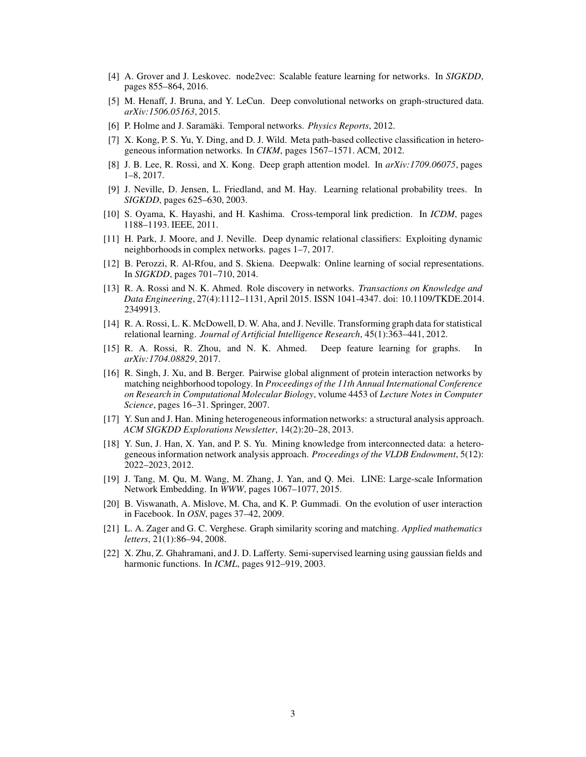[4] A. Grover and J. Leskovec. node2vec: Scalable feature learning for networks. In *SIGKDD*, pages 855–864, 2016.

[5] M. Henaff, J. Bruna, and Y. LeCun. Deep convolutional networks on graph-structured data. *arXiv:1506.05163*, 2015.

[6] P. Holme and J. Saramäki. Temporal networks. *Physics Reports*, 2012.

[7] X. Kong, P. S. Yu, Y. Ding, and D. J. Wild. Meta path-based collective classification in heterogeneous information networks. In *CIKM*, pages 1567–1571. ACM, 2012.

[8] J. B. Lee, R. Rossi, and X. Kong. Deep graph attention model. In *arXiv:1709.06075*, pages 1–8, 2017.

[9] J. Neville, D. Jensen, L. Friedland, and M. Hay. Learning relational probability trees. In *SIGKDD*, pages 625–630, 2003.

[10] S. Oyama, K. Hayashi, and H. Kashima. Cross-temporal link prediction. In *ICDM*, pages 1188–1193. IEEE, 2011.

[11] H. Park, J. Moore, and J. Neville. Deep dynamic relational classifiers: Exploiting dynamic neighborhoods in complex networks. pages 1–7, 2017.

[12] B. Perozzi, R. Al-Rfou, and S. Skiena. Deepwalk: Online learning of social representations. In *SIGKDD*, pages 701–710, 2014.

[13] R. A. Rossi and N. K. Ahmed. Role discovery in networks. *Transactions on Knowledge and Data Engineering*, 27(4):1112–1131, April 2015. ISSN 1041-4347. doi: 10.1109/TKDE.2014.2349913.

[14] R. A. Rossi, L. K. McDowell, D. W. Aha, and J. Neville. Transforming graph data for statistical relational learning. *Journal of Artificial Intelligence Research*, 45(1):363–441, 2012.

[15] R. A. Rossi, R. Zhou, and N. K. Ahmed. Deep feature learning for graphs. In *arXiv:1704.08829*, 2017.

[16] R. Singh, J. Xu, and B. Berger. Pairwise global alignment of protein interaction networks by matching neighborhood topology. In *Proceedings of the 11th Annual International Conference on Research in Computational Molecular Biology*, volume 4453 of *Lecture Notes in Computer Science*, pages 16–31. Springer, 2007.

[17] Y. Sun and J. Han. Mining heterogeneous information networks: a structural analysis approach. *ACM SIGKDD Explorations Newsletter*, 14(2):20–28, 2013.

[18] Y. Sun, J. Han, X. Yan, and P. S. Yu. Mining knowledge from interconnected data: a heterogeneous information network analysis approach. *Proceedings of the VLDB Endowment*, 5(12): 2022–2023, 2012.

[19] J. Tang, M. Qu, M. Wang, M. Zhang, J. Yan, and Q. Mei. LINE: Large-scale Information Network Embedding. In *WWW*, pages 1067–1077, 2015.

[20] B. Viswanath, A. Mislove, M. Cha, and K. P. Gummadi. On the evolution of user interaction in Facebook. In *OSN*, pages 37–42, 2009.

[21] L. A. Zager and G. C. Verghese. Graph similarity scoring and matching. *Applied mathematics letters*, 21(1):86–94, 2008.

[22] X. Zhu, Z. Ghahramani, and J. D. Lafferty. Semi-supervised learning using gaussian fields and harmonic functions. In *ICML*, pages 912–919, 2003.